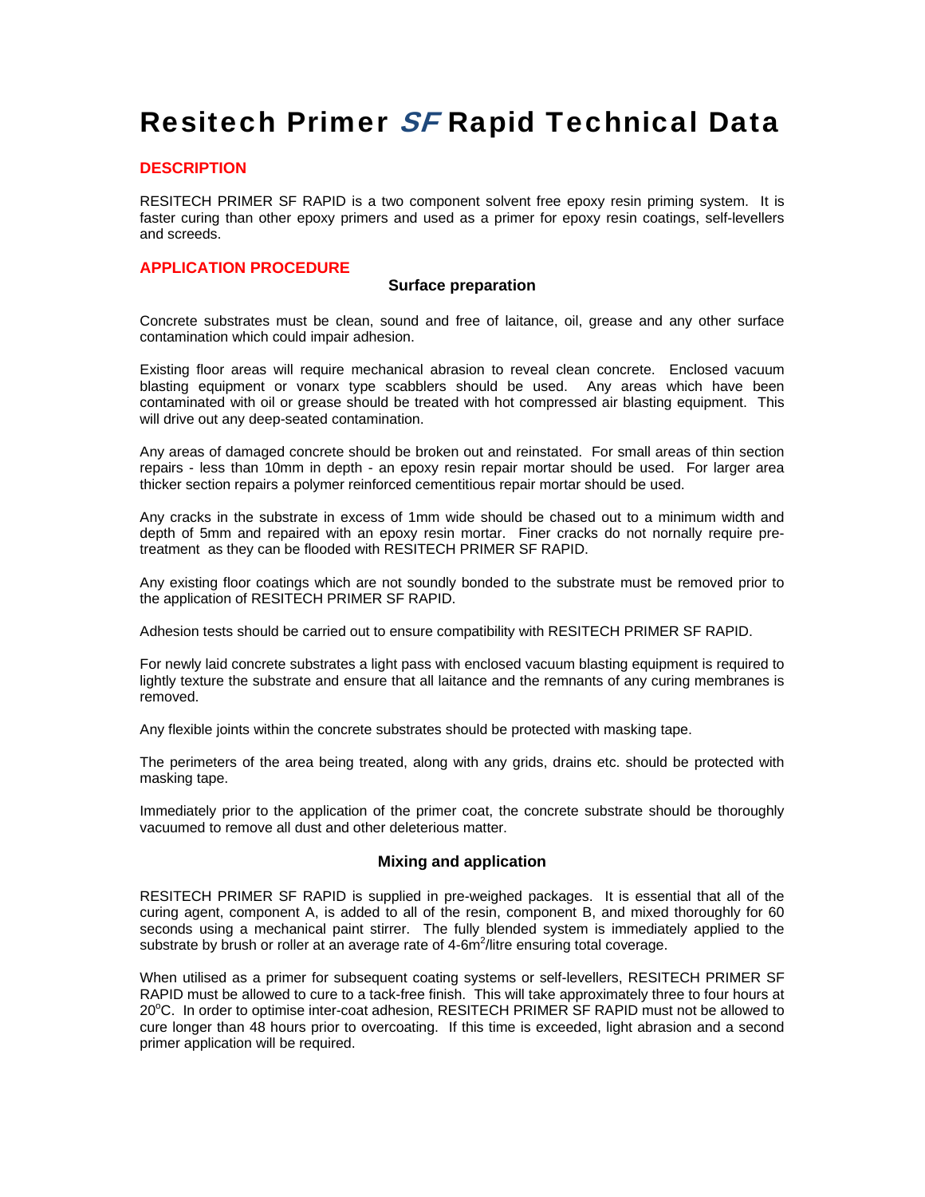# Resitech Primer *SF* Rapid Technical Data

## DESCRIPTION

RESITECH PRIMER SF RAPID is a two component solvent free epoxy resin priming system. It is faster curing than other epoxy primers and used as a primer for epoxy resin coatings, self-levellers and screeds.

## APPLICATION PROCEDURE

### Surface preparation

Concrete substrates must be clean, sound and free of laitance, oil, grease and any other surface contamination which could impair adhesion.

Existing floor areas will require mechanical abrasion to reveal clean concrete. Enclosed vacuum blasting equipment or vonarx type scabblers should be used. Any areas which have been contaminated with oil or grease should be treated with hot compressed air blasting equipment. This will drive out any deep-seated contamination.

Any areas of damaged concrete should be broken out and reinstated. For small areas of thin section repairs - less than 10mm in depth - an epoxy resin repair mortar should be used. For larger area thicker section repairs a polymer reinforced cementitious repair mortar should be used.

Any cracks in the substrate in excess of 1mm wide should be chased out to a minimum width and depth of 5mm and repaired with an epoxy resin mortar. Finer cracks do not nornally require pre-treatment as they can be flooded with RESITECH PRIMER SF RAPID.

Any existing floor coatings which are not soundly bonded to the substrate must be removed prior to the application of RESITECH PRIMER SF RAPID.

Adhesion tests should be carried out to ensure compatibility with RESITECH PRIMER SF RAPID.

For newly laid concrete substrates a light pass with enclosed vacuum blasting equipment is required to lightly texture the substrate and ensure that all laitance and the remnants of any curing membranes is removed.

Any flexible joints within the concrete substrates should be protected with masking tape.

The perimeters of the area being treated, along with any grids, drains etc. should be protected with masking tape.

Immediately prior to the application of the primer coat, the concrete substrate should be thoroughly vacuumed to remove all dust and other deleterious matter.

### Mixing and application

RESITECH PRIMER SF RAPID is supplied in pre-weighed packages. It is essential that all of the curing agent, component A, is added to all of the resin, component B, and mixed thoroughly for 60 seconds using a mechanical paint stirrer. The fully blended system is immediately applied to the substrate by brush or roller at an average rate of 4-6m$^2$/litre ensuring total coverage.

When utilised as a primer for subsequent coating systems or self-levellers, RESITECH PRIMER SF RAPID must be allowed to cure to a tack-free finish. This will take approximately three to four hours at 20$^o$C. In order to optimise inter-coat adhesion, RESITECH PRIMER SF RAPID must not be allowed to cure longer than 48 hours prior to overcoating. If this time is exceeded, light abrasion and a second primer application will be required.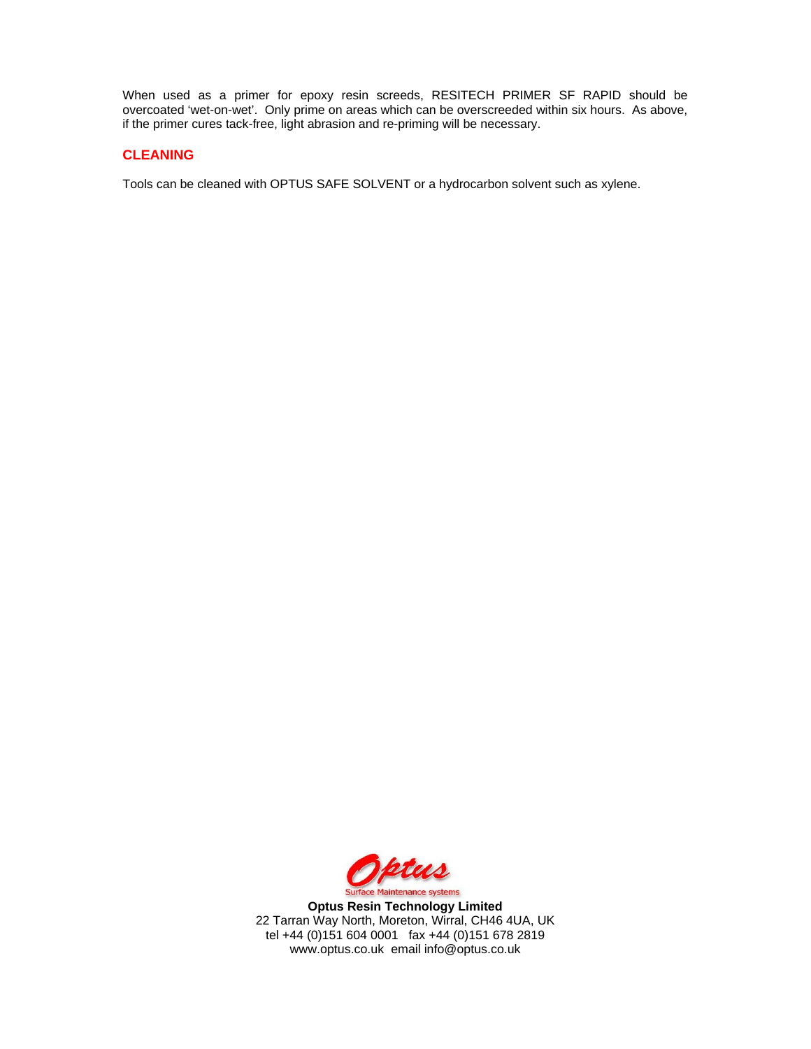When used as a primer for epoxy resin screeds, RESITECH PRIMER SF RAPID should be overcoated 'wet-on-wet'. Only prime on areas which can be overscreeded within six hours. As above, if the primer cures tack-free, light abrasion and re-priming will be necessary.

## CLEANING

Tools can be cleaned with OPTUS SAFE SOLVENT or a hydrocarbon solvent such as xylene.

Optus

Surface Maintenance systems

**Optus Resin Technology Limited**
22 Tarran Way North, Moreton, Wirral, CH46 4UA, UK
tel +44 (0)151 604 0001 fax +44 (0)151 678 2819
www.optus.co.uk email info@optus.co.uk